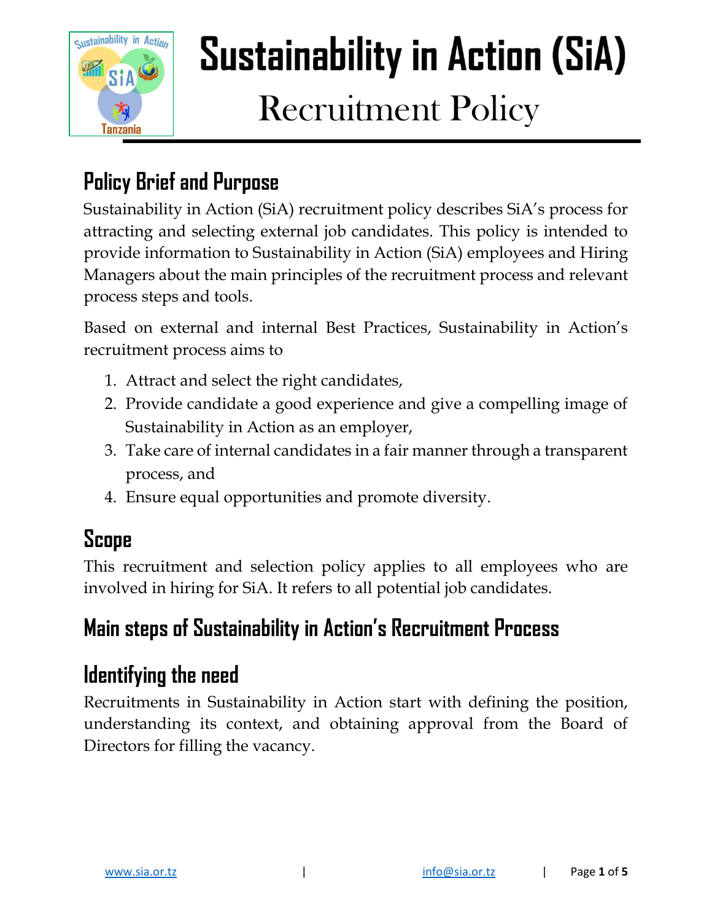# Sustainability in Action (SiA)

## Recruitment Policy

## Policy Brief and Purpose

Sustainability in Action (SiA) recruitment policy describes SiA's process for attracting and selecting external job candidates. This policy is intended to provide information to Sustainability in Action (SiA) employees and Hiring Managers about the main principles of the recruitment process and relevant process steps and tools.

Based on external and internal Best Practices, Sustainability in Action's recruitment process aims to

1. Attract and select the right candidates,
2. Provide candidate a good experience and give a compelling image of Sustainability in Action as an employer,
3. Take care of internal candidates in a fair manner through a transparent process, and
4. Ensure equal opportunities and promote diversity.

## Scope

This recruitment and selection policy applies to all employees who are involved in hiring for SiA. It refers to all potential job candidates.

## Main steps of Sustainability in Action's Recruitment Process

## Identifying the need

Recruitments in Sustainability in Action start with defining the position, understanding its context, and obtaining approval from the Board of Directors for filling the vacancy.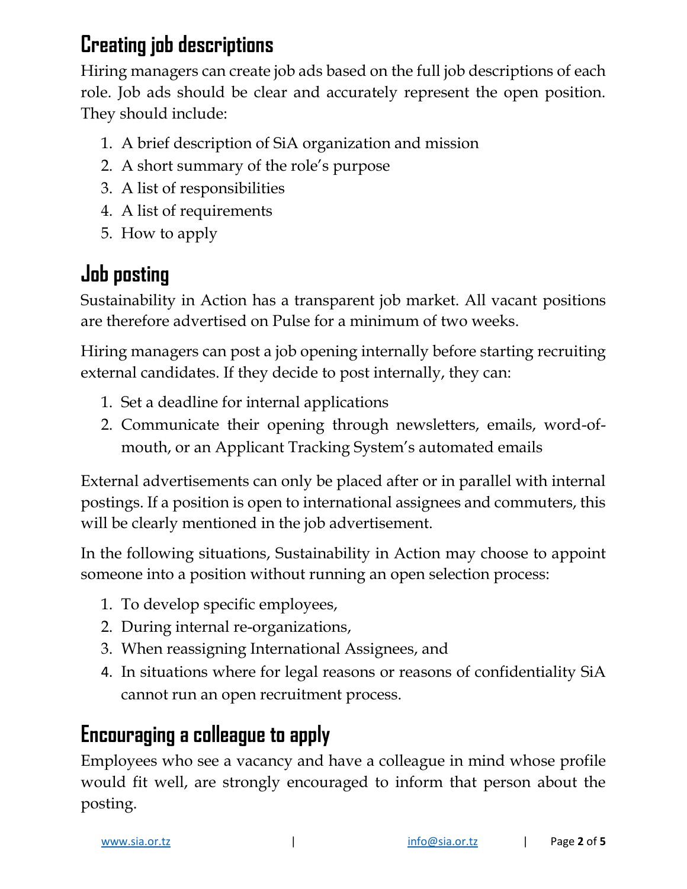## Creating job descriptions

Hiring managers can create job ads based on the full job descriptions of each role. Job ads should be clear and accurately represent the open position. They should include:

1. A brief description of SiA organization and mission
2. A short summary of the role's purpose
3. A list of responsibilities
4. A list of requirements
5. How to apply

## Job posting

Sustainability in Action has a transparent job market. All vacant positions are therefore advertised on Pulse for a minimum of two weeks.

Hiring managers can post a job opening internally before starting recruiting external candidates. If they decide to post internally, they can:

1. Set a deadline for internal applications
2. Communicate their opening through newsletters, emails, word-of-mouth, or an Applicant Tracking System's automated emails

External advertisements can only be placed after or in parallel with internal postings. If a position is open to international assignees and commuters, this will be clearly mentioned in the job advertisement.

In the following situations, Sustainability in Action may choose to appoint someone into a position without running an open selection process:

1. To develop specific employees,
2. During internal re-organizations,
3. When reassigning International Assignees, and
4. In situations where for legal reasons or reasons of confidentiality SiA cannot run an open recruitment process.

## Encouraging a colleague to apply

Employees who see a vacancy and have a colleague in mind whose profile would fit well, are strongly encouraged to inform that person about the posting.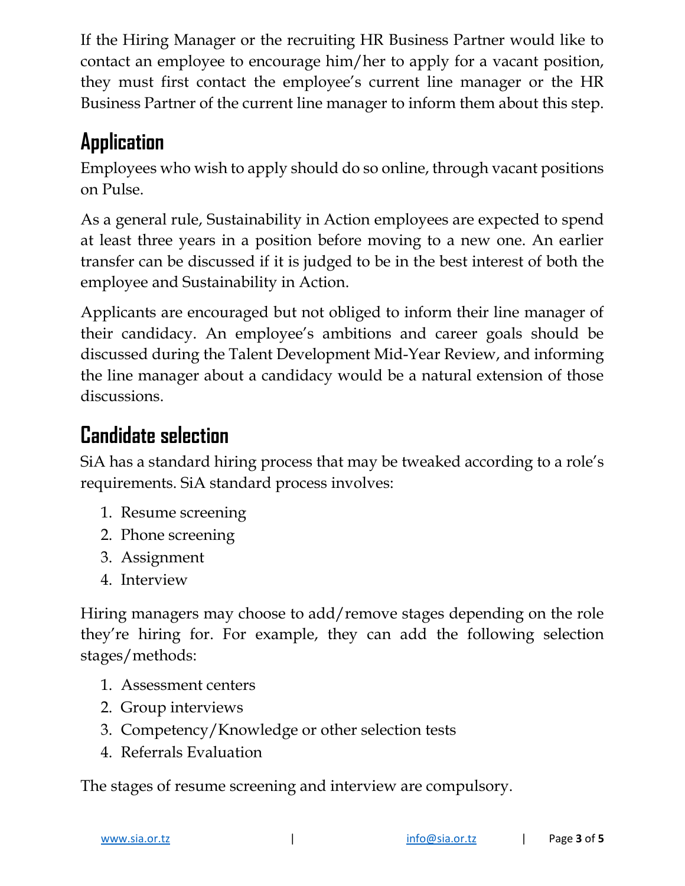If the Hiring Manager or the recruiting HR Business Partner would like to contact an employee to encourage him/her to apply for a vacant position, they must first contact the employee's current line manager or the HR Business Partner of the current line manager to inform them about this step.

## Application

Employees who wish to apply should do so online, through vacant positions on Pulse.

As a general rule, Sustainability in Action employees are expected to spend at least three years in a position before moving to a new one. An earlier transfer can be discussed if it is judged to be in the best interest of both the employee and Sustainability in Action.

Applicants are encouraged but not obliged to inform their line manager of their candidacy. An employee's ambitions and career goals should be discussed during the Talent Development Mid-Year Review, and informing the line manager about a candidacy would be a natural extension of those discussions.

## Candidate selection

SiA has a standard hiring process that may be tweaked according to a role's requirements. SiA standard process involves:

1. Resume screening
2. Phone screening
3. Assignment
4. Interview

Hiring managers may choose to add/remove stages depending on the role they're hiring for. For example, they can add the following selection stages/methods:

1. Assessment centers
2. Group interviews
3. Competency/Knowledge or other selection tests
4. Referrals Evaluation

The stages of resume screening and interview are compulsory.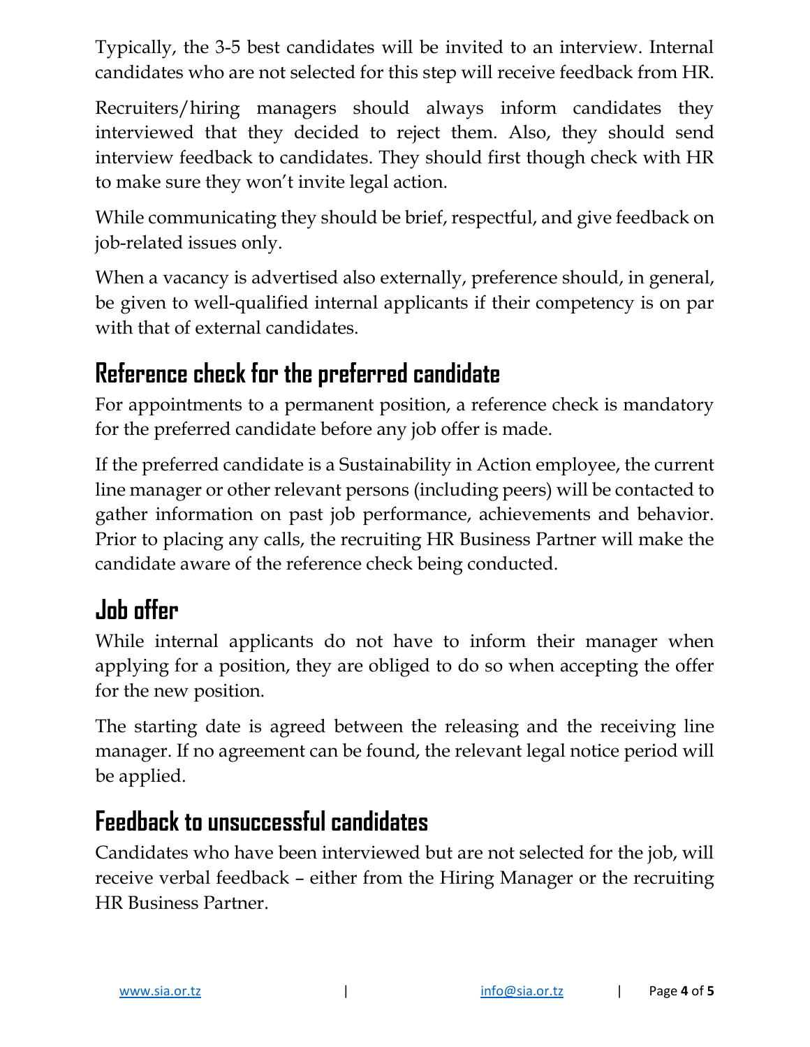Typically, the 3-5 best candidates will be invited to an interview. Internal candidates who are not selected for this step will receive feedback from HR.

Recruiters/hiring managers should always inform candidates they interviewed that they decided to reject them. Also, they should send interview feedback to candidates. They should first though check with HR to make sure they won't invite legal action.

While communicating they should be brief, respectful, and give feedback on job-related issues only.

When a vacancy is advertised also externally, preference should, in general, be given to well-qualified internal applicants if their competency is on par with that of external candidates.

## Reference check for the preferred candidate

For appointments to a permanent position, a reference check is mandatory for the preferred candidate before any job offer is made.

If the preferred candidate is a Sustainability in Action employee, the current line manager or other relevant persons (including peers) will be contacted to gather information on past job performance, achievements and behavior. Prior to placing any calls, the recruiting HR Business Partner will make the candidate aware of the reference check being conducted.

## Job offer

While internal applicants do not have to inform their manager when applying for a position, they are obliged to do so when accepting the offer for the new position.

The starting date is agreed between the releasing and the receiving line manager. If no agreement can be found, the relevant legal notice period will be applied.

## Feedback to unsuccessful candidates

Candidates who have been interviewed but are not selected for the job, will receive verbal feedback – either from the Hiring Manager or the recruiting HR Business Partner.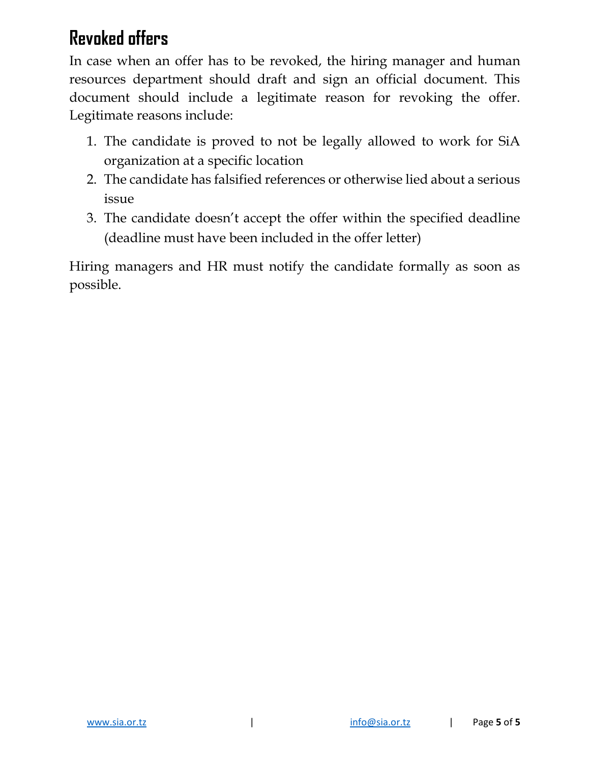## Revoked offers

In case when an offer has to be revoked, the hiring manager and human resources department should draft and sign an official document. This document should include a legitimate reason for revoking the offer. Legitimate reasons include:

1. The candidate is proved to not be legally allowed to work for SiA organization at a specific location
2. The candidate has falsified references or otherwise lied about a serious issue
3. The candidate doesn't accept the offer within the specified deadline (deadline must have been included in the offer letter)

Hiring managers and HR must notify the candidate formally as soon as possible.